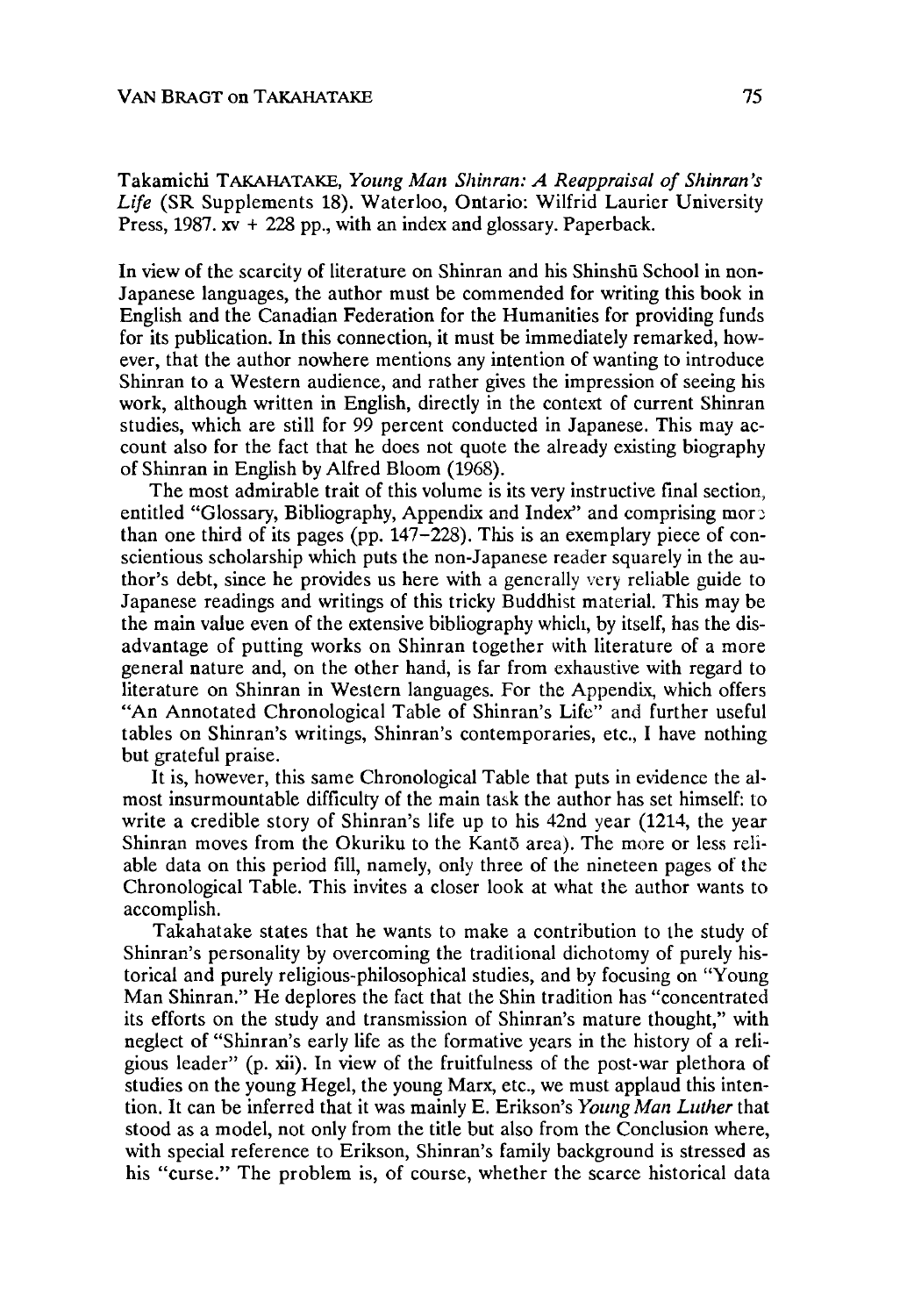Takamichi TAKAHATAKE, *Young Man Shinran: A Reappraisal of Shinran's Life* (SR Supplements 18). Waterloo, Ontario: Wilfrid Laurier University Press, 1987. xv + 228 pp., with an index and glossary. Paperback.

In view of the scarcity of literature on Shinran and his Shinshū School in non-Japanese languages, the author must be commended for writing this book in English and the Canadian Federation for the Humanities for providing funds for its publication. In this connection, it must be immediately remarked, however, that the author nowhere mentions any intention of wanting to introduce Shinran to a Western audience, and rather gives the impression of seeing his work, although written in English, directly in the context of current Shinran studies, which are still for 99 percent conducted in Japanese. This may account also for the fact that he does not quote the already existing biography of Shinran in English by Alfred Bloom (1968).

The most admirable trait of this volume is its very instructive final section, entitled "Glossary, Bibliography, Appendix and Index" and comprising more than one third of its pages (pp. 147–228). This is an exemplary piece of conscientious scholarship which puts the non-Japanese reader squarely in the author's debt, since he provides us here with a generally very reliable guide to Japanese readings and writings of this tricky Buddhist material. This may be the main value even of the extensive bibliography which, by itself, has the disadvantage of putting works on Shinran together with literature of a more general nature and, on the other hand, is far from exhaustive with regard to literature on Shinran in Western languages. For the Appendix, which offers "An Annotated Chronological Table of Shinran's Life" and further useful tables on Shinran's writings, Shinran's contemporaries, etc., I have nothing but grateful praise.

It is, however, this same Chronological Table that puts in evidence the almost insurmountable difficulty of the main task the author has set himself: to write a credible story of Shinran's life up to his 42nd year (1214, the year Shinran moves from the Okuriku to the Kantō area). The more or less reliable data on this period fill, namely, only three of the nineteen pages of the Chronological Table. This invites a closer look at what the author wants to accomplish.

Takahatake states that he wants to make a contribution to the study of Shinran's personality by overcoming the traditional dichotomy of purely historical and purely religious-philosophical studies, and by focusing on "Young Man Shinran." He deplores the fact that the Shin tradition has "concentrated its efforts on the study and transmission of Shinran's mature thought," with neglect of "Shinran's early life as the formative years in the history of a religious leader" (p. xii). In view of the fruitfulness of the post-war plethora of studies on the young Hegel, the young Marx, etc., we must applaud this intention. It can be inferred that it was mainly E. Erikson's *Young Man Luther* that stood as a model, not only from the title but also from the Conclusion where, with special reference to Erikson, Shinran's family background is stressed as his "curse." The problem is, of course, whether the scarce historical data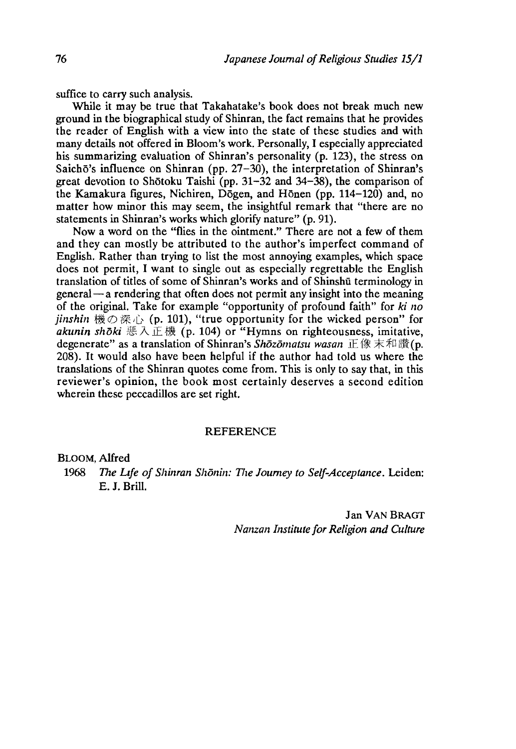suffice to carry such analysis.

While it may be true that Takahatake's book does not break much new ground in the biographical study of Shinran, the fact remains that he provides the reader of English with a view into the state of these studies and with many details not offered in Bloom's work. Personally, I especially appreciated his summarizing evaluation of Shinran's personality (p. 123), the stress on Saichō's influence on Shinran (pp. 27–30), the interpretation of Shinran's great devotion to Shōtoku Taishi (pp. 31–32 and 34–38), the comparison of the Kamakura figures, Nichiren, Dōgen, and Hōnen (pp. 114–120) and, no matter how minor this may seem, the insightful remark that "there are no statements in Shinran's works which glorify nature" (p. 91).

Now a word on the "flies in the ointment." There are not a few of them and they can mostly be attributed to the author's imperfect command of English. Rather than trying to list the most annoying examples, which space does not permit, I want to single out as especially regrettable the English translation of titles of some of Shinran's works and of Shinshū terminology in general — a rendering that often does not permit any insight into the meaning of the original. Take for example "opportunity of profound faith" for *ki no jinshin* 機の深心 (p. 101), "true opportunity for the wicked person" for *akunin shōki* 悪人正機 (p. 104) or "Hymns on righteousness, imitative, degenerate" as a translation of Shinran's *Shōzōmatsu wasan* 正像末和讃 (p. 208). It would also have been helpful if the author had told us where the translations of the Shinran quotes come from. This is only to say that, in this reviewer's opinion, the book most certainly deserves a second edition wherein these peccadillos are set right.

## REFERENCE

BLOOM, Alfred

1968 *The Life of Shinran Shōnin: The Journey to Self-Acceptance*. Leiden: E. J. Brill.

Jan VAN BRAGT
*Nanzan Institute for Religion and Culture*